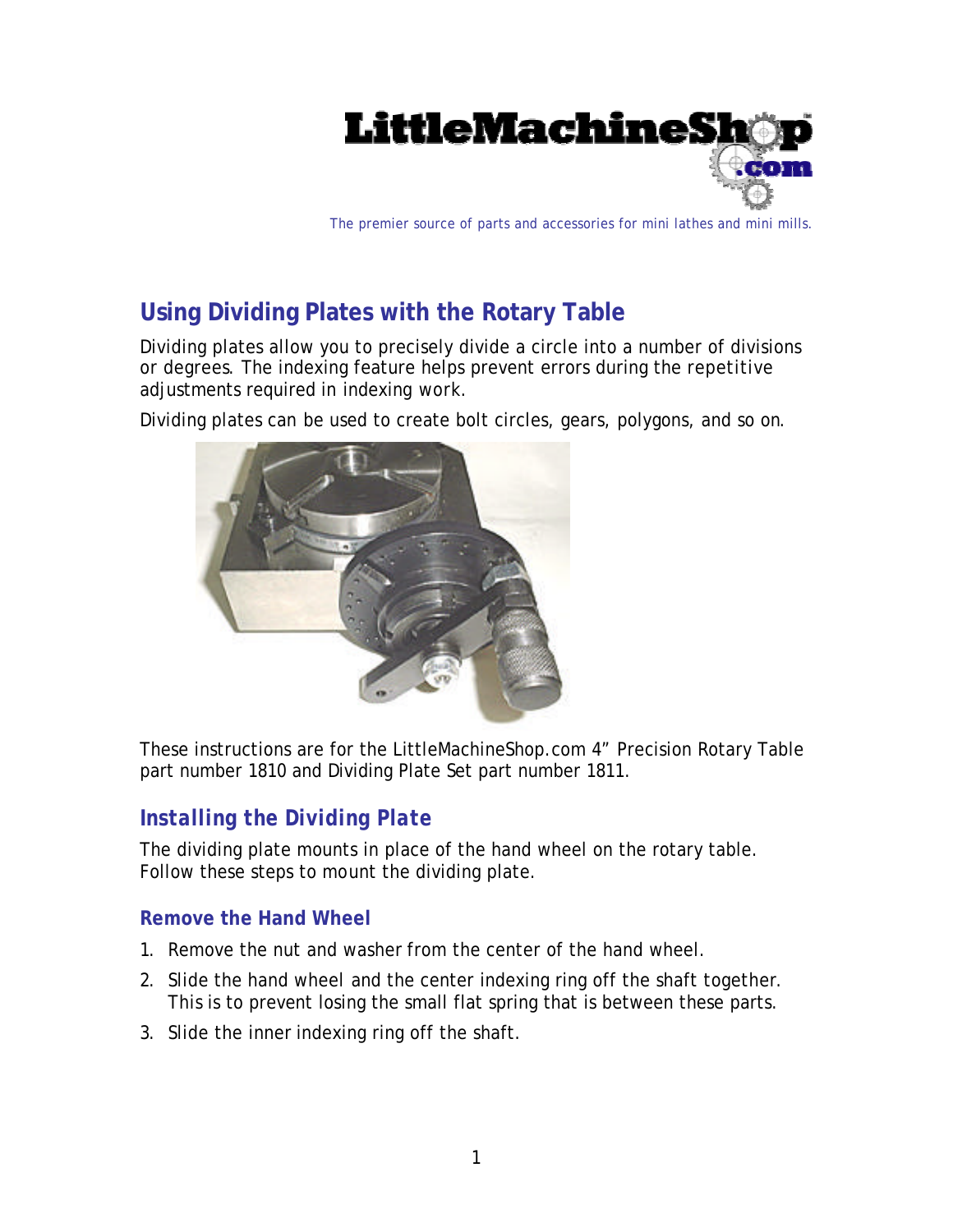LittleMachineShop.com

The premier source of parts and accessories for mini lathes and mini mills.

# Using Dividing Plates with the Rotary Table

Dividing plates allow you to precisely divide a circle into a number of divisions or degrees. The indexing feature helps prevent errors during the repetitive adjustments required in indexing work.

Dividing plates can be used to create bolt circles, gears, polygons, and so on.

These instructions are for the LittleMachineShop.com 4" Precision Rotary Table part number 1810 and Dividing Plate Set part number 1811.

## *Installing the Dividing Plate*

The dividing plate mounts in place of the hand wheel on the rotary table. Follow these steps to mount the dividing plate.

### Remove the Hand Wheel

1. Remove the nut and washer from the center of the hand wheel.
2. Slide the hand wheel and the center indexing ring off the shaft together. This is to prevent losing the small flat spring that is between these parts.
3. Slide the inner indexing ring off the shaft.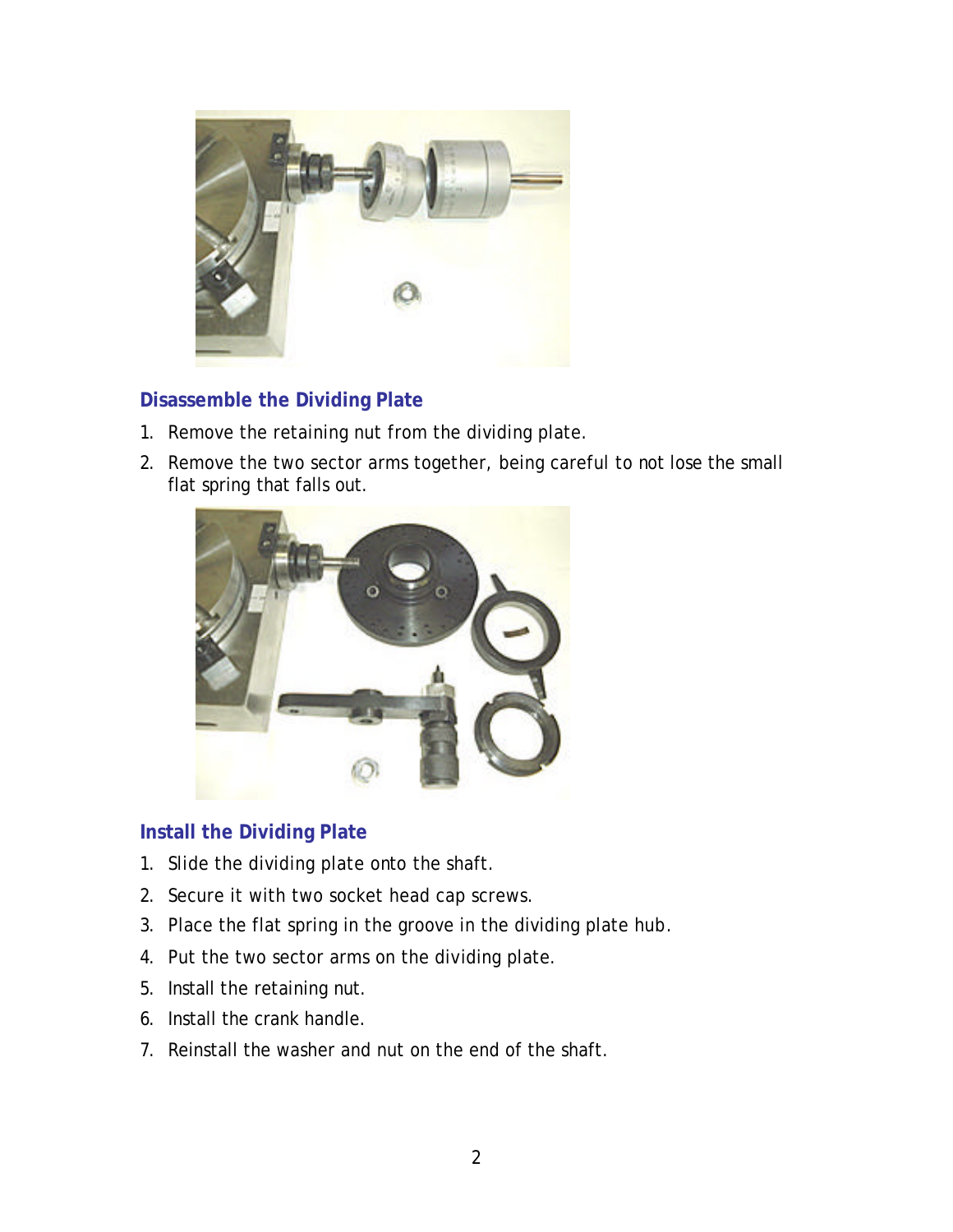## Disassemble the Dividing Plate

1. Remove the retaining nut from the dividing plate.
2. Remove the two sector arms together, being careful to not lose the small flat spring that falls out.

## Install the Dividing Plate

1. Slide the dividing plate onto the shaft.
2. Secure it with two socket head cap screws.
3. Place the flat spring in the groove in the dividing plate hub.
4. Put the two sector arms on the dividing plate.
5. Install the retaining nut.
6. Install the crank handle.
7. Reinstall the washer and nut on the end of the shaft.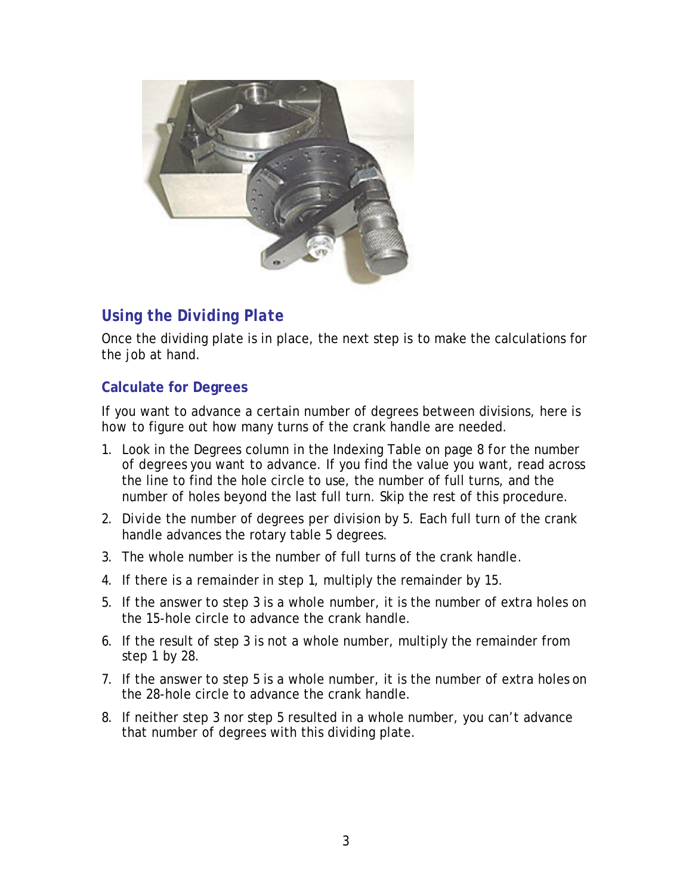## Using the Dividing Plate

Once the dividing plate is in place, the next step is to make the calculations for the job at hand.

### Calculate for Degrees

If you want to advance a certain number of degrees between divisions, here is how to figure out how many turns of the crank handle are needed.

1. Look in the Degrees column in the Indexing Table on page 8 for the number of degrees you want to advance. If you find the value you want, read across the line to find the hole circle to use, the number of full turns, and the number of holes beyond the last full turn. Skip the rest of this procedure.
2. Divide the number of degrees per division by 5. Each full turn of the crank handle advances the rotary table 5 degrees.
3. The whole number is the number of full turns of the crank handle.
4. If there is a remainder in step 1, multiply the remainder by 15.
5. If the answer to step 3 is a whole number, it is the number of extra holes on the 15-hole circle to advance the crank handle.
6. If the result of step 3 is not a whole number, multiply the remainder from step 1 by 28.
7. If the answer to step 5 is a whole number, it is the number of extra holes on the 28-hole circle to advance the crank handle.
8. If neither step 3 nor step 5 resulted in a whole number, you can't advance that number of degrees with this dividing plate.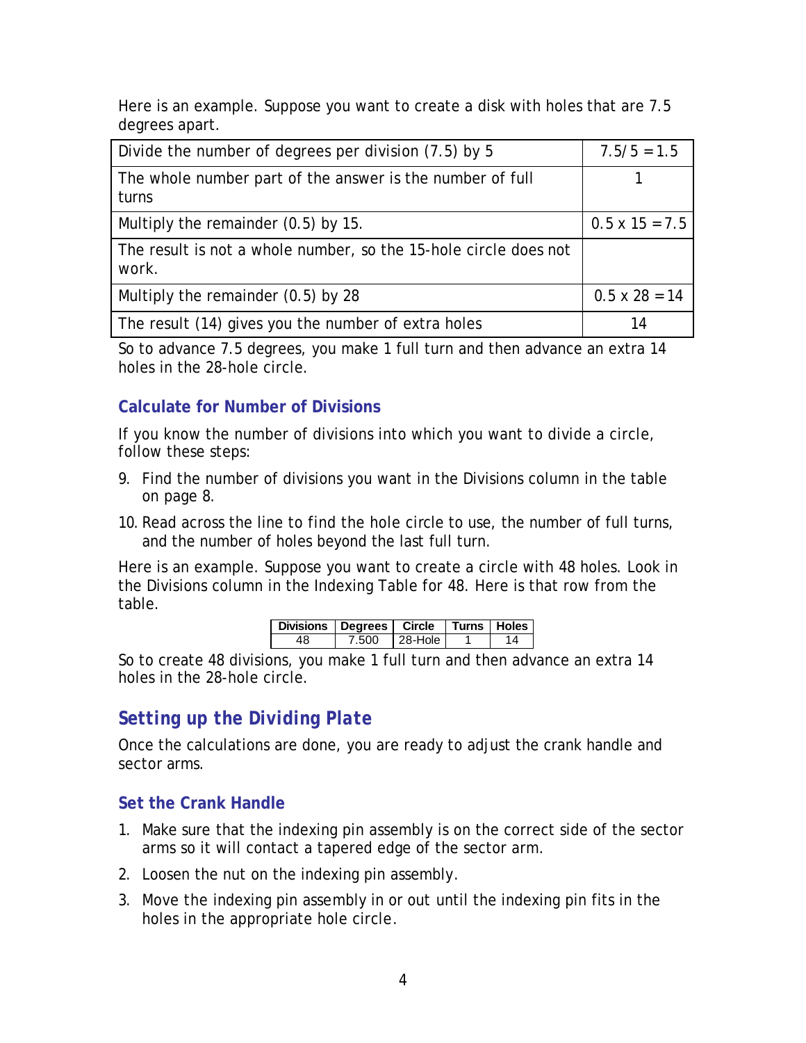Here is an example. Suppose you want to create a disk with holes that are 7.5 degrees apart.

| Divide the number of degrees per division (7.5) by 5 | 7.5/5 = 1.5 |
|---|---|
| The whole number part of the answer is the number of full turns | 1 |
| Multiply the remainder (0.5) by 15. | 0.5 x 15 = 7.5 |
| The result is not a whole number, so the 15-hole circle does not work. | |
| Multiply the remainder (0.5) by 28 | 0.5 x 28 = 14 |
| The result (14) gives you the number of extra holes | 14 |

So to advance 7.5 degrees, you make 1 full turn and then advance an extra 14 holes in the 28-hole circle.

### Calculate for Number of Divisions

If you know the number of divisions into which you want to divide a circle, follow these steps:

9. Find the number of divisions you want in the Divisions column in the table on page 8.
10. Read across the line to find the hole circle to use, the number of full turns, and the number of holes beyond the last full turn.

Here is an example. Suppose you want to create a circle with 48 holes. Look in the Divisions column in the Indexing Table for 48. Here is that row from the table.

| Divisions | Degrees | Circle | Turns | Holes |
|---|---|---|---|---|
| 48 | 7.500 | 28-Hole | 1 | 14 |

So to create 48 divisions, you make 1 full turn and then advance an extra 14 holes in the 28-hole circle.

## *Setting up the Dividing Plate*

Once the calculations are done, you are ready to adjust the crank handle and sector arms.

### Set the Crank Handle

1. Make sure that the indexing pin assembly is on the correct side of the sector arms so it will contact a tapered edge of the sector arm.
2. Loosen the nut on the indexing pin assembly.
3. Move the indexing pin assembly in or out until the indexing pin fits in the holes in the appropriate hole circle.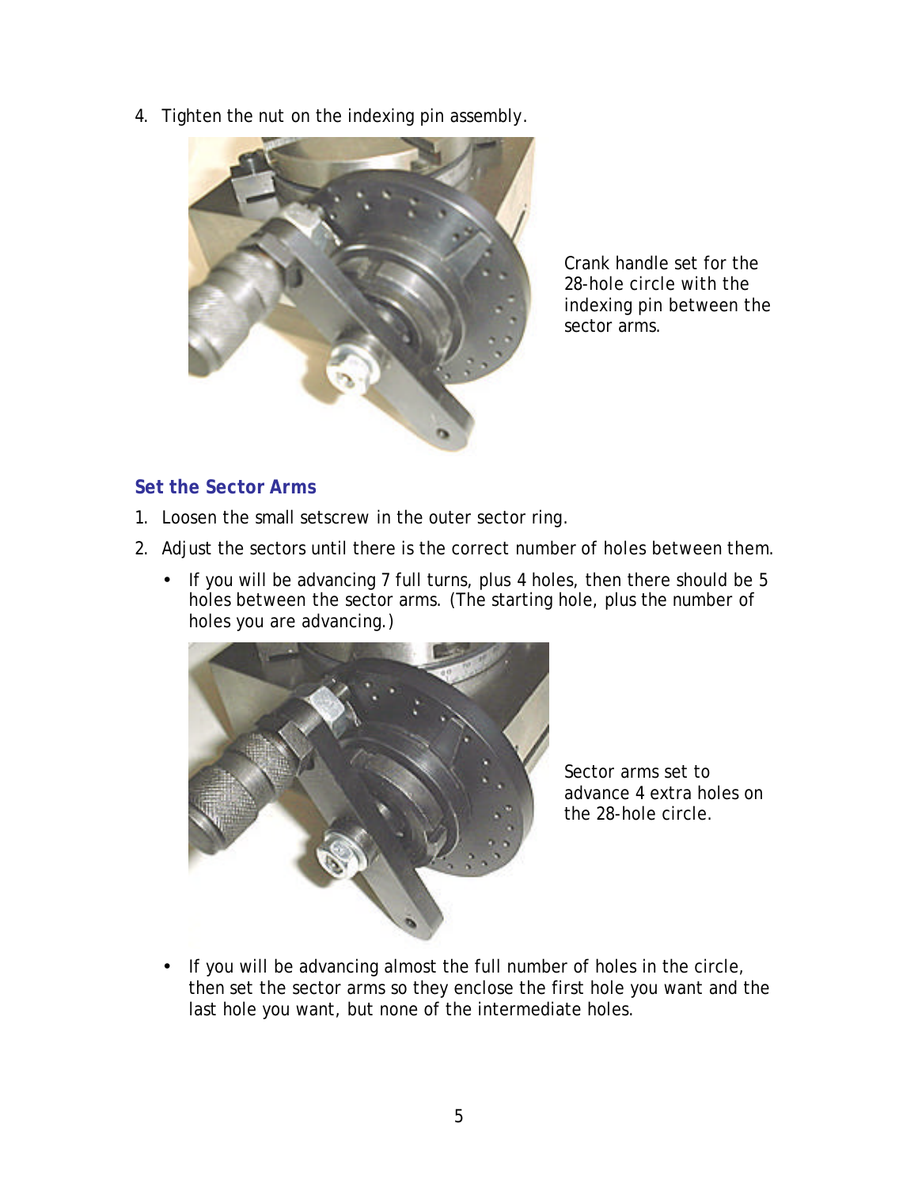4. Tighten the nut on the indexing pin assembly.

Crank handle set for the 28-hole circle with the indexing pin between the sector arms.

### Set the Sector Arms

1. Loosen the small setscrew in the outer sector ring.
2. Adjust the sectors until there is the correct number of holes between them.
   - If you will be advancing 7 full turns, plus 4 holes, then there should be 5 holes between the sector arms. (The starting hole, plus the number of holes you are advancing.)

Sector arms set to advance 4 extra holes on the 28-hole circle.

   - If you will be advancing almost the full number of holes in the circle, then set the sector arms so they enclose the first hole you want and the last hole you want, but none of the intermediate holes.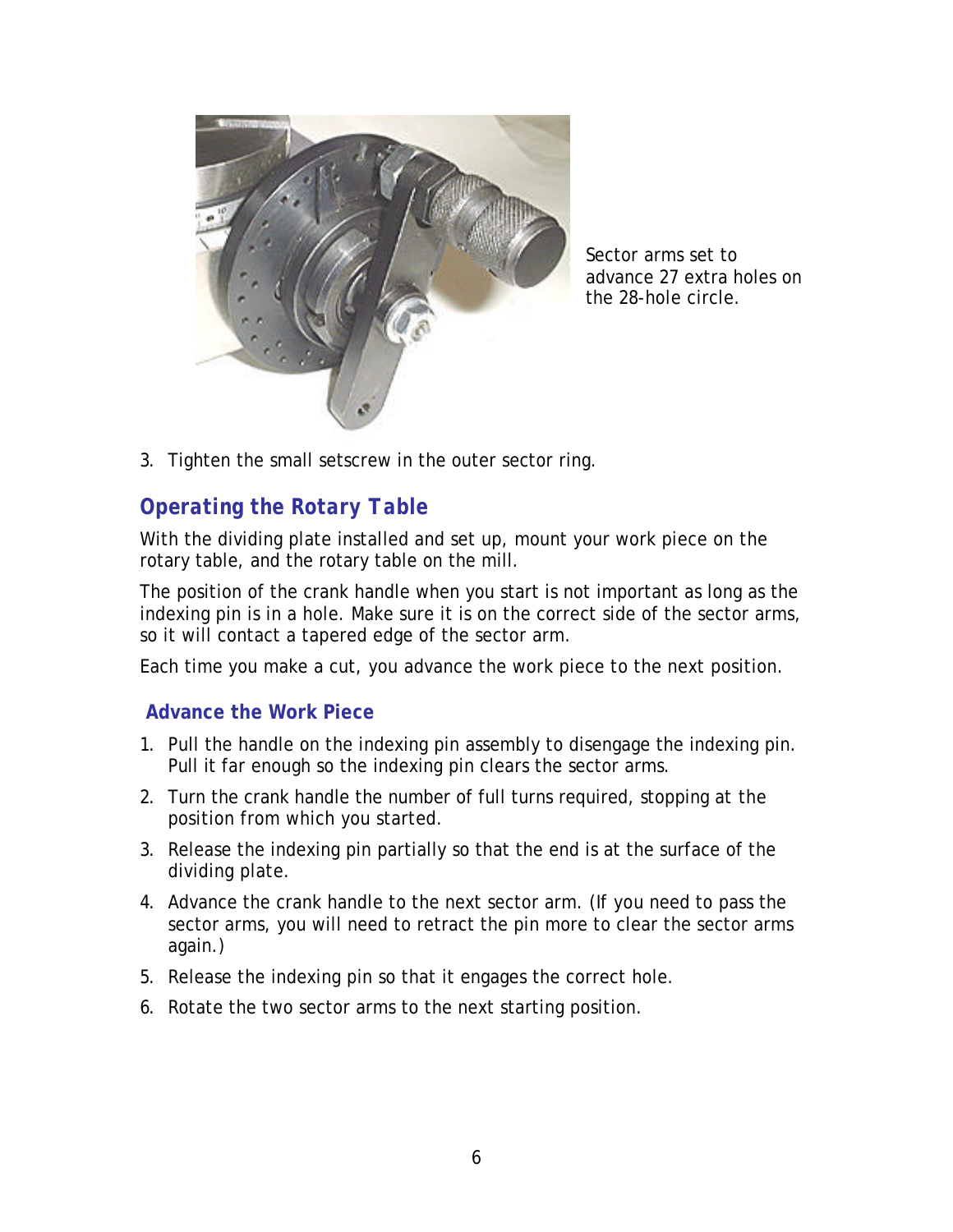Sector arms set to advance 27 extra holes on the 28-hole circle.

3. Tighten the small setscrew in the outer sector ring.

## Operating the Rotary Table

With the dividing plate installed and set up, mount your work piece on the rotary table, and the rotary table on the mill.

The position of the crank handle when you start is not important as long as the indexing pin is in a hole. Make sure it is on the correct side of the sector arms, so it will contact a tapered edge of the sector arm.

Each time you make a cut, you advance the work piece to the next position.

### Advance the Work Piece

1. Pull the handle on the indexing pin assembly to disengage the indexing pin. Pull it far enough so the indexing pin clears the sector arms.
2. Turn the crank handle the number of full turns required, stopping at the position from which you started.
3. Release the indexing pin partially so that the end is at the surface of the dividing plate.
4. Advance the crank handle to the next sector arm. (If you need to pass the sector arms, you will need to retract the pin more to clear the sector arms again.)
5. Release the indexing pin so that it engages the correct hole.
6. Rotate the two sector arms to the next starting position.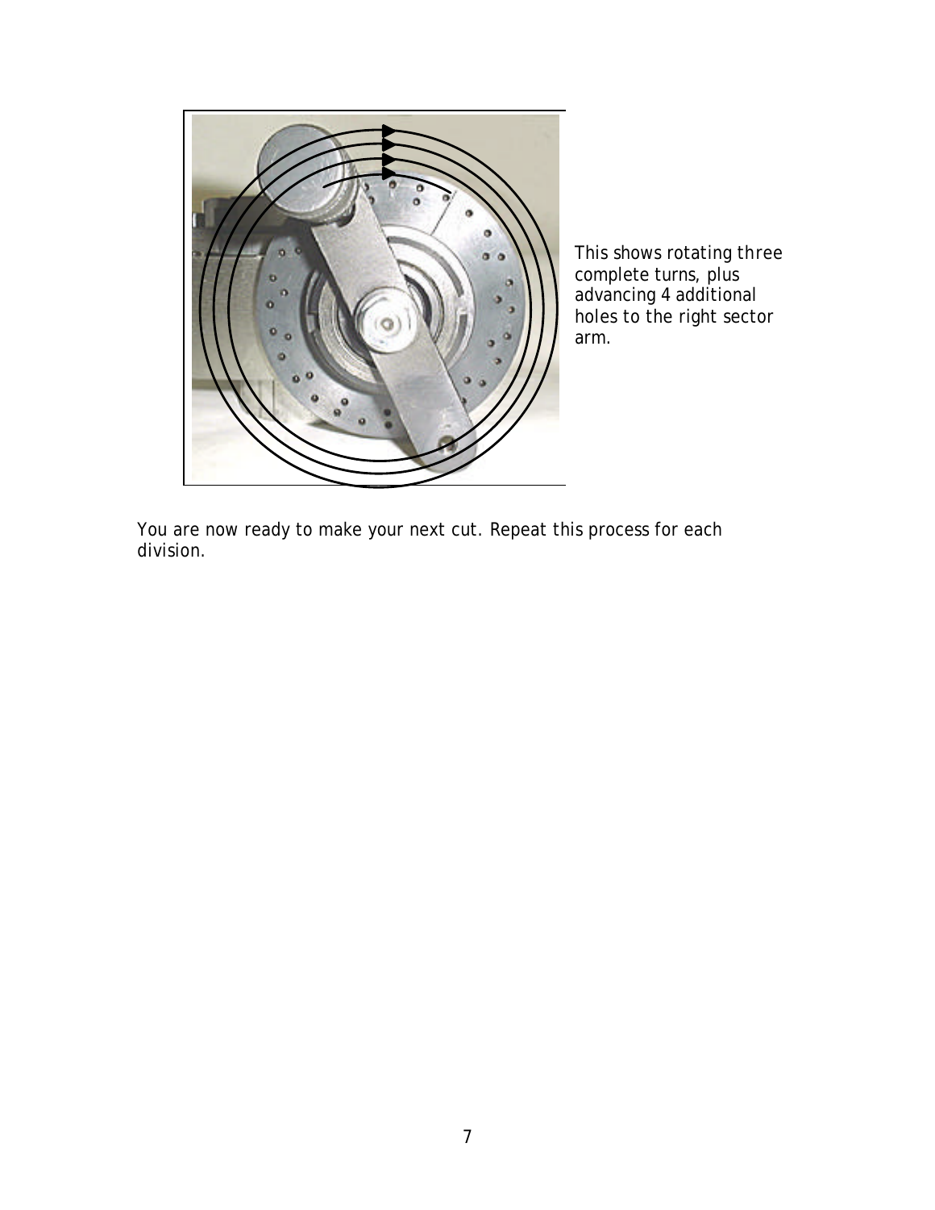This shows rotating three complete turns, plus advancing 4 additional holes to the right sector arm.

You are now ready to make your next cut. Repeat this process for each division.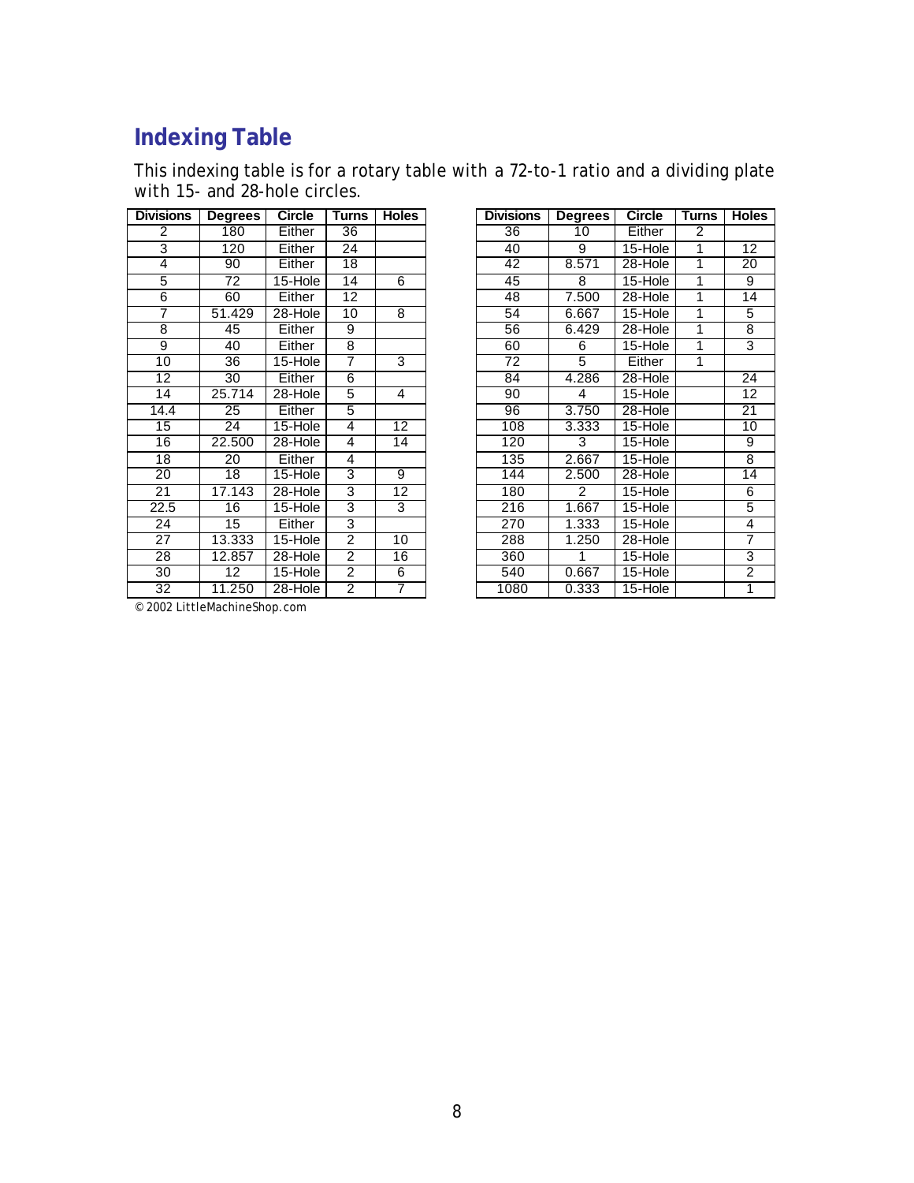## Indexing Table

This indexing table is for a rotary table with a 72-to-1 ratio and a dividing plate with 15- and 28-hole circles.

| Divisions | Degrees | Circle | Turns | Holes |
|---|---|---|---|---|
| 2 | 180 | Either | 36 | |
| 3 | 120 | Either | 24 | |
| 4 | 90 | Either | 18 | |
| 5 | 72 | 15-Hole | 14 | 6 |
| 6 | 60 | Either | 12 | |
| 7 | 51.429 | 28-Hole | 10 | 8 |
| 8 | 45 | Either | 9 | |
| 9 | 40 | Either | 8 | |
| 10 | 36 | 15-Hole | 7 | 3 |
| 12 | 30 | Either | 6 | |
| 14 | 25.714 | 28-Hole | 5 | 4 |
| 14.4 | 25 | Either | 5 | |
| 15 | 24 | 15-Hole | 4 | 12 |
| 16 | 22.500 | 28-Hole | 4 | 14 |
| 18 | 20 | Either | 4 | |
| 20 | 18 | 15-Hole | 3 | 9 |
| 21 | 17.143 | 28-Hole | 3 | 12 |
| 22.5 | 16 | 15-Hole | 3 | 3 |
| 24 | 15 | Either | 3 | |
| 27 | 13.333 | 15-Hole | 2 | 10 |
| 28 | 12.857 | 28-Hole | 2 | 16 |
| 30 | 12 | 15-Hole | 2 | 6 |
| 32 | 11.250 | 28-Hole | 2 | 7 |

© 2002 LittleMachineShop.com

| Divisions | Degrees | Circle | Turns | Holes |
|---|---|---|---|---|
| 36 | 10 | Either | 2 | |
| 40 | 9 | 15-Hole | 1 | 12 |
| 42 | 8.571 | 28-Hole | 1 | 20 |
| 45 | 8 | 15-Hole | 1 | 9 |
| 48 | 7.500 | 28-Hole | 1 | 14 |
| 54 | 6.667 | 15-Hole | 1 | 5 |
| 56 | 6.429 | 28-Hole | 1 | 8 |
| 60 | 6 | 15-Hole | 1 | 3 |
| 72 | 5 | Either | 1 | |
| 84 | 4.286 | 28-Hole | | 24 |
| 90 | 4 | 15-Hole | | 12 |
| 96 | 3.750 | 28-Hole | | 21 |
| 108 | 3.333 | 15-Hole | | 10 |
| 120 | 3 | 15-Hole | | 9 |
| 135 | 2.667 | 15-Hole | | 8 |
| 144 | 2.500 | 28-Hole | | 14 |
| 180 | 2 | 15-Hole | | 6 |
| 216 | 1.667 | 15-Hole | | 5 |
| 270 | 1.333 | 15-Hole | | 4 |
| 288 | 1.250 | 28-Hole | | 7 |
| 360 | 1 | 15-Hole | | 3 |
| 540 | 0.667 | 15-Hole | | 2 |
| 1080 | 0.333 | 15-Hole | | 1 |